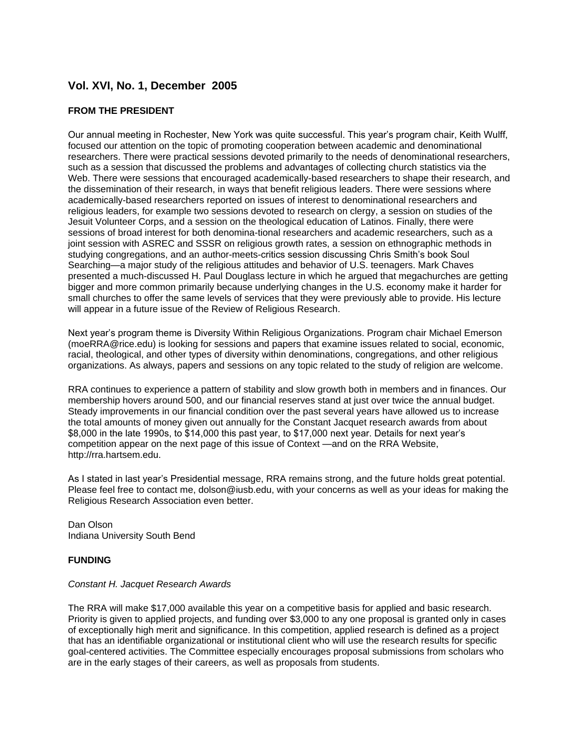## Vol. XVI, No. 1, December 2005

### FROM THE PRESIDENT

Our annual meeting in Rochester, New York was quite successful. This year's program chair, Keith Wulff, focused our attention on the topic of promoting cooperation between academic and denominational researchers. There were practical sessions devoted primarily to the needs of denominational researchers, such as a session that discussed the problems and advantages of collecting church statistics via the Web. There were sessions that encouraged academically-based researchers to shape their research, and the dissemination of their research, in ways that benefit religious leaders. There were sessions where academically-based researchers reported on issues of interest to denominational researchers and religious leaders, for example two sessions devoted to research on clergy, a session on studies of the Jesuit Volunteer Corps, and a session on the theological education of Latinos. Finally, there were sessions of broad interest for both denomina-tional researchers and academic researchers, such as a joint session with ASREC and SSSR on religious growth rates, a session on ethnographic methods in studying congregations, and an author-meets-critics session discussing Chris Smith's book Soul Searching—a major study of the religious attitudes and behavior of U.S. teenagers. Mark Chaves presented a much-discussed H. Paul Douglass lecture in which he argued that megachurches are getting bigger and more common primarily because underlying changes in the U.S. economy make it harder for small churches to offer the same levels of services that they were previously able to provide. His lecture will appear in a future issue of the Review of Religious Research.

Next year's program theme is Diversity Within Religious Organizations. Program chair Michael Emerson (moeRRA@rice.edu) is looking for sessions and papers that examine issues related to social, economic, racial, theological, and other types of diversity within denominations, congregations, and other religious organizations. As always, papers and sessions on any topic related to the study of religion are welcome.

RRA continues to experience a pattern of stability and slow growth both in members and in finances. Our membership hovers around 500, and our financial reserves stand at just over twice the annual budget. Steady improvements in our financial condition over the past several years have allowed us to increase the total amounts of money given out annually for the Constant Jacquet research awards from about $8,000 in the late 1990s, to $14,000 this past year, to $17,000 next year. Details for next year's competition appear on the next page of this issue of Context —and on the RRA Website, http://rra.hartsem.edu.

As I stated in last year's Presidential message, RRA remains strong, and the future holds great potential. Please feel free to contact me, dolson@iusb.edu, with your concerns as well as your ideas for making the Religious Research Association even better.

Dan Olson
Indiana University South Bend

### FUNDING

*Constant H. Jacquet Research Awards*

The RRA will make $17,000 available this year on a competitive basis for applied and basic research. Priority is given to applied projects, and funding over $3,000 to any one proposal is granted only in cases of exceptionally high merit and significance. In this competition, applied research is defined as a project that has an identifiable organizational or institutional client who will use the research results for specific goal-centered activities. The Committee especially encourages proposal submissions from scholars who are in the early stages of their careers, as well as proposals from students.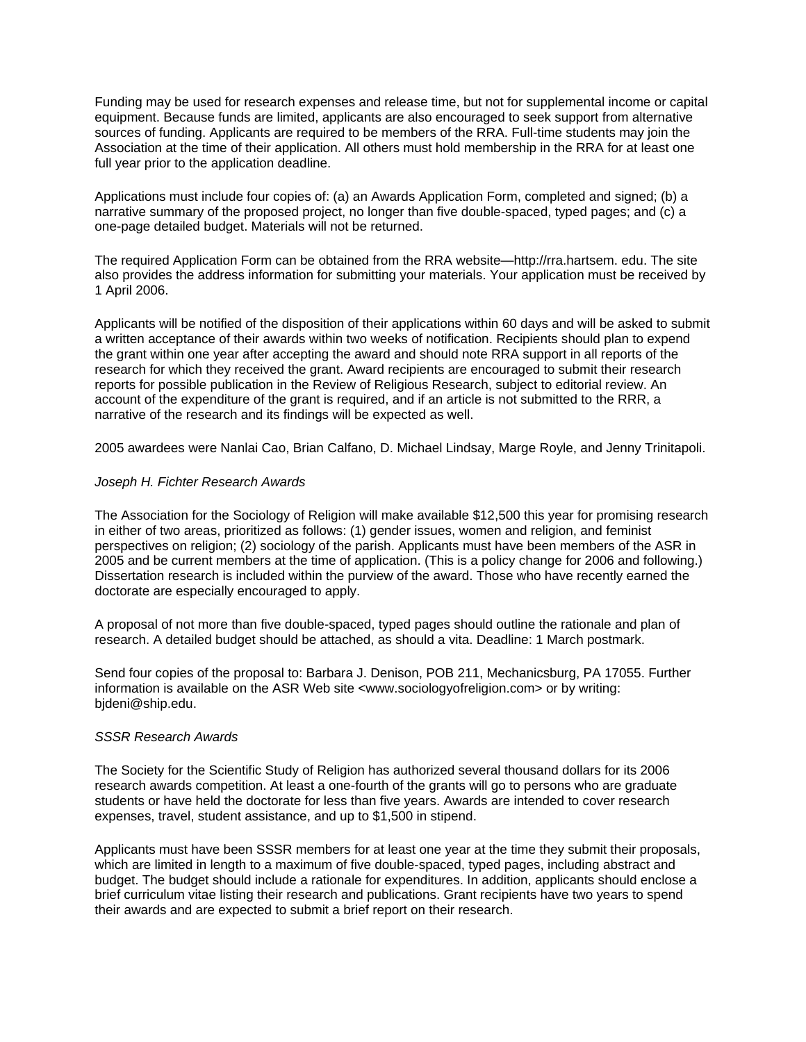Funding may be used for research expenses and release time, but not for supplemental income or capital equipment. Because funds are limited, applicants are also encouraged to seek support from alternative sources of funding. Applicants are required to be members of the RRA. Full-time students may join the Association at the time of their application. All others must hold membership in the RRA for at least one full year prior to the application deadline.

Applications must include four copies of: (a) an Awards Application Form, completed and signed; (b) a narrative summary of the proposed project, no longer than five double-spaced, typed pages; and (c) a one-page detailed budget. Materials will not be returned.

The required Application Form can be obtained from the RRA website—http://rra.hartsem. edu. The site also provides the address information for submitting your materials. Your application must be received by 1 April 2006.

Applicants will be notified of the disposition of their applications within 60 days and will be asked to submit a written acceptance of their awards within two weeks of notification. Recipients should plan to expend the grant within one year after accepting the award and should note RRA support in all reports of the research for which they received the grant. Award recipients are encouraged to submit their research reports for possible publication in the Review of Religious Research, subject to editorial review. An account of the expenditure of the grant is required, and if an article is not submitted to the RRR, a narrative of the research and its findings will be expected as well.

2005 awardees were Nanlai Cao, Brian Calfano, D. Michael Lindsay, Marge Royle, and Jenny Trinitapoli.

*Joseph H. Fichter Research Awards*

The Association for the Sociology of Religion will make available $12,500 this year for promising research in either of two areas, prioritized as follows: (1) gender issues, women and religion, and feminist perspectives on religion; (2) sociology of the parish. Applicants must have been members of the ASR in 2005 and be current members at the time of application. (This is a policy change for 2006 and following.) Dissertation research is included within the purview of the award. Those who have recently earned the doctorate are especially encouraged to apply.

A proposal of not more than five double-spaced, typed pages should outline the rationale and plan of research. A detailed budget should be attached, as should a vita. Deadline: 1 March postmark.

Send four copies of the proposal to: Barbara J. Denison, POB 211, Mechanicsburg, PA 17055. Further information is available on the ASR Web site <www.sociologyofreligion.com> or by writing: bjdeni@ship.edu.

*SSSR Research Awards*

The Society for the Scientific Study of Religion has authorized several thousand dollars for its 2006 research awards competition. At least a one-fourth of the grants will go to persons who are graduate students or have held the doctorate for less than five years. Awards are intended to cover research expenses, travel, student assistance, and up to $1,500 in stipend.

Applicants must have been SSSR members for at least one year at the time they submit their proposals, which are limited in length to a maximum of five double-spaced, typed pages, including abstract and budget. The budget should include a rationale for expenditures. In addition, applicants should enclose a brief curriculum vitae listing their research and publications. Grant recipients have two years to spend their awards and are expected to submit a brief report on their research.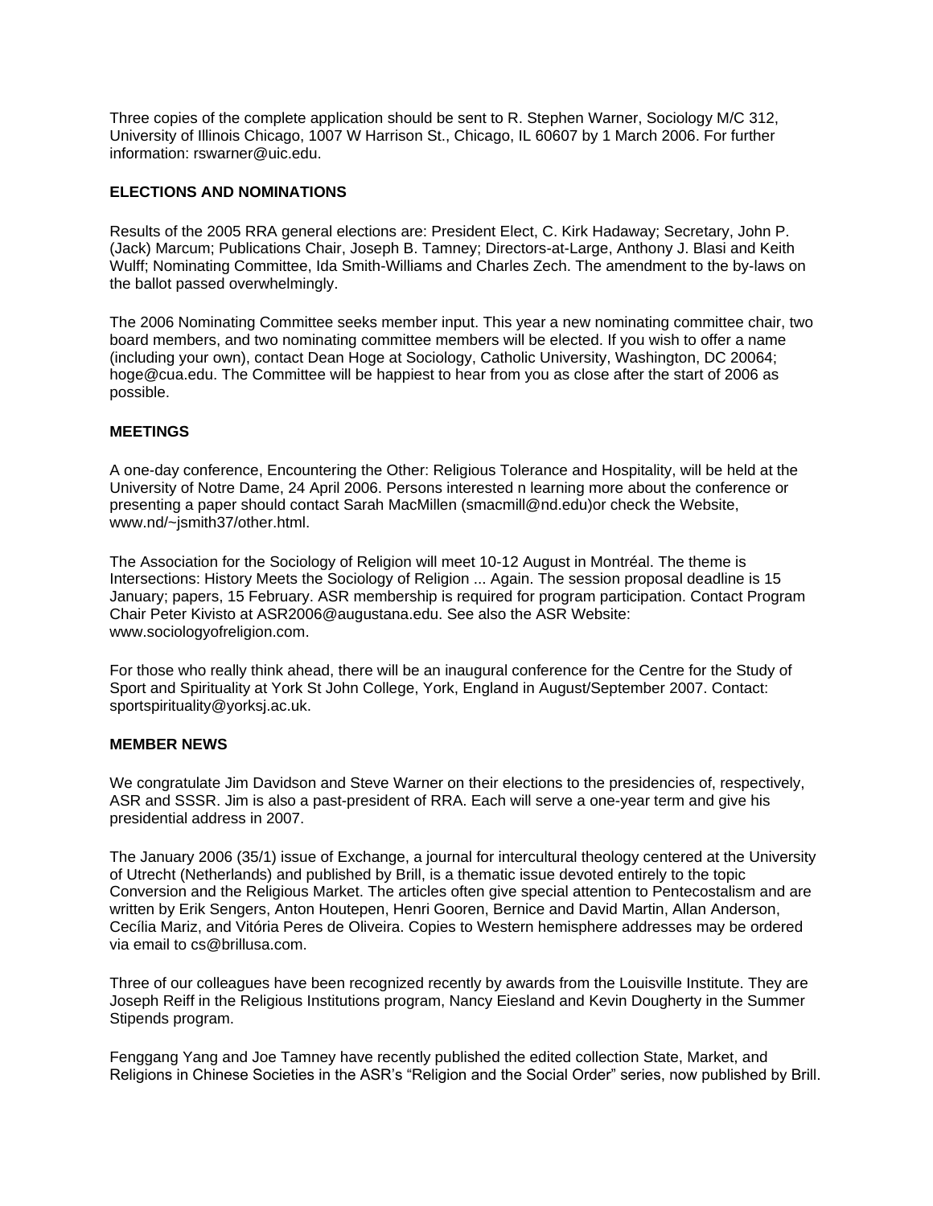Three copies of the complete application should be sent to R. Stephen Warner, Sociology M/C 312, University of Illinois Chicago, 1007 W Harrison St., Chicago, IL 60607 by 1 March 2006. For further information: rswarner@uic.edu.

**ELECTIONS AND NOMINATIONS**

Results of the 2005 RRA general elections are: President Elect, C. Kirk Hadaway; Secretary, John P. (Jack) Marcum; Publications Chair, Joseph B. Tamney; Directors-at-Large, Anthony J. Blasi and Keith Wulff; Nominating Committee, Ida Smith-Williams and Charles Zech. The amendment to the by-laws on the ballot passed overwhelmingly.

The 2006 Nominating Committee seeks member input. This year a new nominating committee chair, two board members, and two nominating committee members will be elected. If you wish to offer a name (including your own), contact Dean Hoge at Sociology, Catholic University, Washington, DC 20064; hoge@cua.edu. The Committee will be happiest to hear from you as close after the start of 2006 as possible.

**MEETINGS**

A one-day conference, Encountering the Other: Religious Tolerance and Hospitality, will be held at the University of Notre Dame, 24 April 2006. Persons interested n learning more about the conference or presenting a paper should contact Sarah MacMillen (smacmill@nd.edu)or check the Website, www.nd/~jsmith37/other.html.

The Association for the Sociology of Religion will meet 10-12 August in Montréal. The theme is Intersections: History Meets the Sociology of Religion ... Again. The session proposal deadline is 15 January; papers, 15 February. ASR membership is required for program participation. Contact Program Chair Peter Kivisto at ASR2006@augustana.edu. See also the ASR Website: www.sociologyofreligion.com.

For those who really think ahead, there will be an inaugural conference for the Centre for the Study of Sport and Spirituality at York St John College, York, England in August/September 2007. Contact: sportspirituality@yorksj.ac.uk.

**MEMBER NEWS**

We congratulate Jim Davidson and Steve Warner on their elections to the presidencies of, respectively, ASR and SSSR. Jim is also a past-president of RRA. Each will serve a one-year term and give his presidential address in 2007.

The January 2006 (35/1) issue of Exchange, a journal for intercultural theology centered at the University of Utrecht (Netherlands) and published by Brill, is a thematic issue devoted entirely to the topic Conversion and the Religious Market. The articles often give special attention to Pentecostalism and are written by Erik Sengers, Anton Houtepen, Henri Gooren, Bernice and David Martin, Allan Anderson, Cecília Mariz, and Vitória Peres de Oliveira. Copies to Western hemisphere addresses may be ordered via email to cs@brillusa.com.

Three of our colleagues have been recognized recently by awards from the Louisville Institute. They are Joseph Reiff in the Religious Institutions program, Nancy Eiesland and Kevin Dougherty in the Summer Stipends program.

Fenggang Yang and Joe Tamney have recently published the edited collection State, Market, and Religions in Chinese Societies in the ASR's "Religion and the Social Order" series, now published by Brill.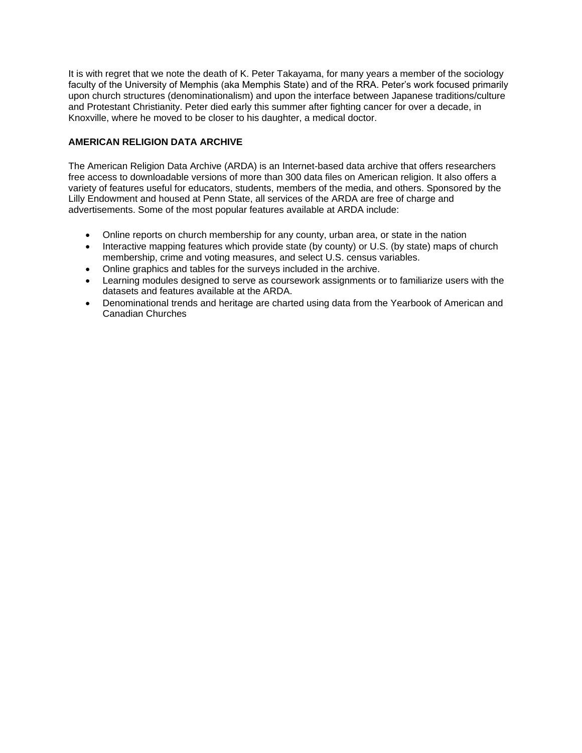It is with regret that we note the death of K. Peter Takayama, for many years a member of the sociology faculty of the University of Memphis (aka Memphis State) and of the RRA. Peter's work focused primarily upon church structures (denominationalism) and upon the interface between Japanese traditions/culture and Protestant Christianity. Peter died early this summer after fighting cancer for over a decade, in Knoxville, where he moved to be closer to his daughter, a medical doctor.

**AMERICAN RELIGION DATA ARCHIVE**

The American Religion Data Archive (ARDA) is an Internet-based data archive that offers researchers free access to downloadable versions of more than 300 data files on American religion. It also offers a variety of features useful for educators, students, members of the media, and others. Sponsored by the Lilly Endowment and housed at Penn State, all services of the ARDA are free of charge and advertisements. Some of the most popular features available at ARDA include:

- Online reports on church membership for any county, urban area, or state in the nation
- Interactive mapping features which provide state (by county) or U.S. (by state) maps of church membership, crime and voting measures, and select U.S. census variables.
- Online graphics and tables for the surveys included in the archive.
- Learning modules designed to serve as coursework assignments or to familiarize users with the datasets and features available at the ARDA.
- Denominational trends and heritage are charted using data from the Yearbook of American and Canadian Churches